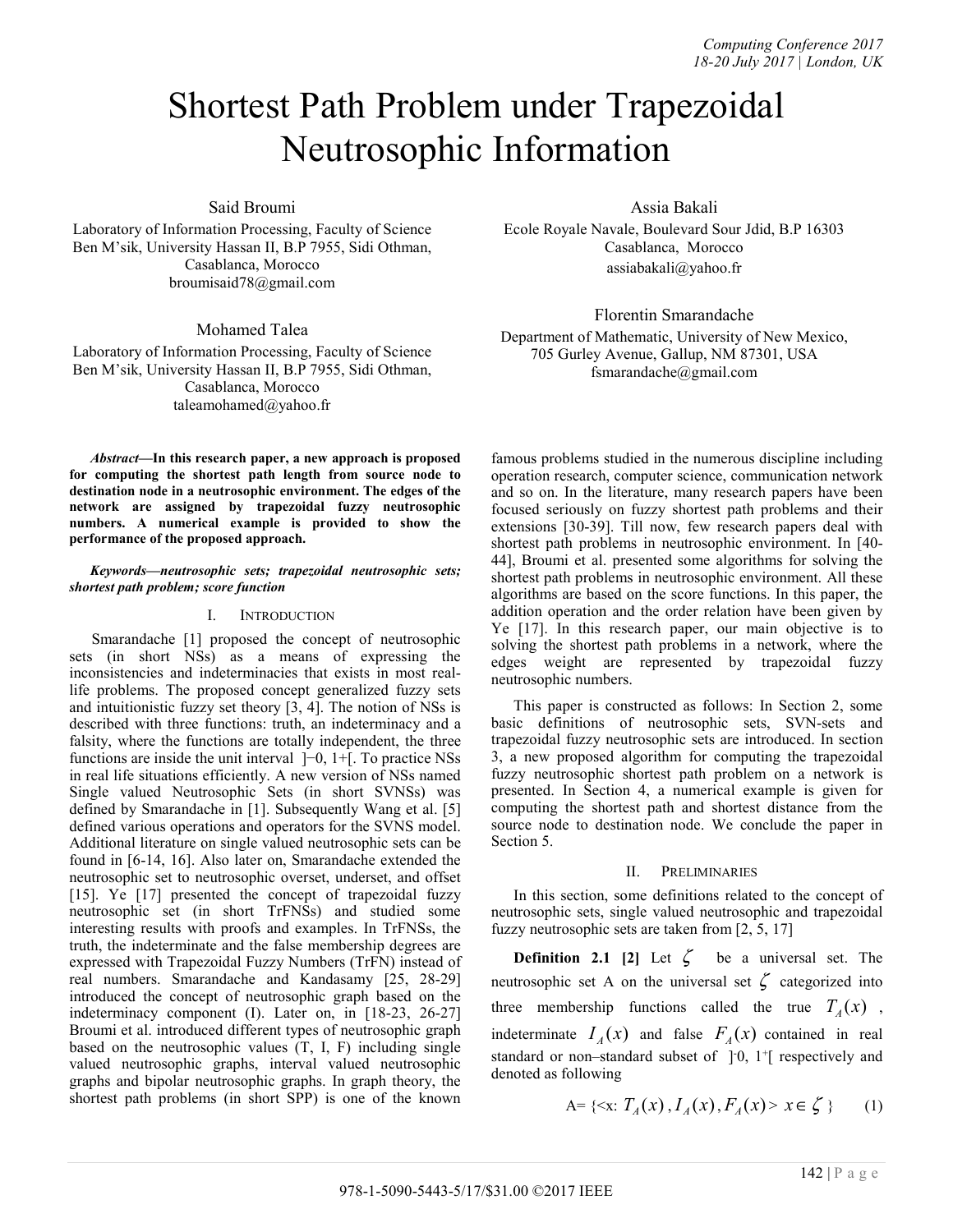# Shortest Path Problem under Trapezoidal Neutrosophic Information

Said Broumi
Laboratory of Information Processing, Faculty of Science Ben M'sik, University Hassan II, B.P 7955, Sidi Othman, Casablanca, Morocco
broumisaid78@gmail.com

Assia Bakali
Ecole Royale Navale, Boulevard Sour Jdid, B.P 16303 Casablanca, Morocco
assiabakali@yahoo.fr

Mohamed Talea
Laboratory of Information Processing, Faculty of Science Ben M'sik, University Hassan II, B.P 7955, Sidi Othman, Casablanca, Morocco
taleamohamed@yahoo.fr

Florentin Smarandache
Department of Mathematic, University of New Mexico, 705 Gurley Avenue, Gallup, NM 87301, USA
fsmarandache@gmail.com

***Abstract*—In this research paper, a new approach is proposed for computing the shortest path length from source node to destination node in a neutrosophic environment. The edges of the network are assigned by trapezoidal fuzzy neutrosophic numbers. A numerical example is provided to show the performance of the proposed approach.**

***Keywords*—neutrosophic sets; trapezoidal neutrosophic sets; shortest path problem; score function**

## I. Introduction

Smarandache [1] proposed the concept of neutrosophic sets (in short NSs) as a means of expressing the inconsistencies and indeterminacies that exists in most real-life problems. The proposed concept generalized fuzzy sets and intuitionistic fuzzy set theory [3, 4]. The notion of NSs is described with three functions: truth, an indeterminacy and a falsity, where the functions are totally independent, the three functions are inside the unit interval ]−0, 1+[. To practice NSs in real life situations efficiently. A new version of NSs named Single valued Neutrosophic Sets (in short SVNSs) was defined by Smarandache in [1]. Subsequently Wang et al. [5] defined various operations and operators for the SVNS model. Additional literature on single valued neutrosophic sets can be found in [6-14, 16]. Also later on, Smarandache extended the neutrosophic set to neutrosophic overset, underset, and offset [15]. Ye [17] presented the concept of trapezoidal fuzzy neutrosophic set (in short TrFNSs) and studied some interesting results with proofs and examples. In TrFNSs, the truth, the indeterminate and the false membership degrees are expressed with Trapezoidal Fuzzy Numbers (TrFN) instead of real numbers. Smarandache and Kandasamy [25, 28-29] introduced the concept of neutrosophic graph based on the indeterminacy component (I). Later on, in [18-23, 26-27] Broumi et al. introduced different types of neutrosophic graph based on the neutrosophic values (T, I, F) including single valued neutrosophic graphs, interval valued neutrosophic graphs and bipolar neutrosophic graphs. In graph theory, the shortest path problems (in short SPP) is one of the known famous problems studied in the numerous discipline including operation research, computer science, communication network and so on. In the literature, many research papers have been focused seriously on fuzzy shortest path problems and their extensions [30-39]. Till now, few research papers deal with shortest path problems in neutrosophic environment. In [40-44], Broumi et al. presented some algorithms for solving the shortest path problems in neutrosophic environment. All these algorithms are based on the score functions. In this paper, the addition operation and the order relation have been given by Ye [17]. In this research paper, our main objective is to solving the shortest path problems in a network, where the edges weight are represented by trapezoidal fuzzy neutrosophic numbers.

This paper is constructed as follows: In Section 2, some basic definitions of neutrosophic sets, SVN-sets and trapezoidal fuzzy neutrosophic sets are introduced. In section 3, a new proposed algorithm for computing the trapezoidal fuzzy neutrosophic shortest path problem on a network is presented. In Section 4, a numerical example is given for computing the shortest path and shortest distance from the source node to destination node. We conclude the paper in Section 5.

## II. Preliminaries

In this section, some definitions related to the concept of neutrosophic sets, single valued neutrosophic and trapezoidal fuzzy neutrosophic sets are taken from [2, 5, 17]

**Definition 2.1 [2]** Let $\zeta$ be a universal set. The neutrosophic set A on the universal set $\zeta$ categorized into three membership functions called the true $T_A(x)$, indeterminate $I_A(x)$ and false $F_A(x)$ contained in real standard or non–standard subset of $]^-0, 1^+[$ respectively and denoted as following

$$A= \{<x: T_A(x), I_A(x), F_A(x)> x \in \zeta\} \qquad (1)$$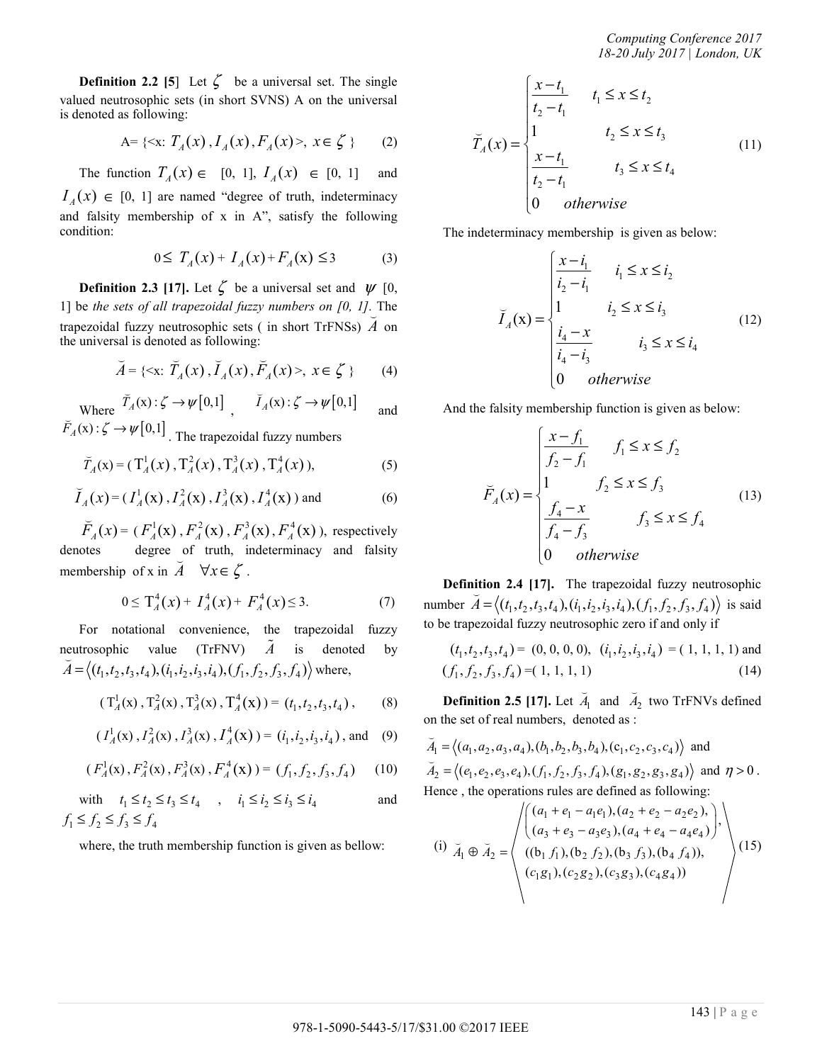**Definition 2.2 [5]** Let $\zeta$ be a universal set. The single valued neutrosophic sets (in short SVNS) A on the universal is denoted as following:

$$A= \{<x: T_A(x), I_A(x), F_A(x)>, \ x \in \zeta \} \tag{2}$$

The function $T_A(x) \in [0, 1]$, $I_A(x) \in [0, 1]$ and $I_A(x) \in [0, 1]$ are named "degree of truth, indeterminacy and falsity membership of x in A", satisfy the following condition:

$$0 \leq T_A(x) + I_A(x) + F_A(\mathrm{x}) \leq 3 \tag{3}$$

**Definition 2.3 [17].** Let $\zeta$ be a universal set and $\psi$ [0, 1] be *the sets of all trapezoidal fuzzy numbers on [0, 1]*. The trapezoidal fuzzy neutrosophic sets ( in short TrFNSs) $\breve{A}$ on the universal is denoted as following:

$$\breve{A} = \{<x: \breve{T}_A(x), \breve{I}_A(x), \breve{F}_A(x)>, \ x \in \zeta \} \tag{4}$$

Where $\breve{T}_A(\mathrm{x}): \zeta \to \psi[0,1]$, $\breve{I}_A(\mathrm{x}): \zeta \to \psi[0,1]$ and $\breve{F}_A(\mathrm{x}): \zeta \to \psi[0,1]$. The trapezoidal fuzzy numbers

$$\breve{T}_A(\mathrm{x}) = (\mathrm{T}_A^1(x), \mathrm{T}_A^2(x), \mathrm{T}_A^3(x), \mathrm{T}_A^4(x)), \tag{5}$$

$$\breve{I}_A(x) = (I_A^1(\mathrm{x}), I_A^2(\mathrm{x}), I_A^3(\mathrm{x}), I_A^4(\mathrm{x})) \text{ and} \tag{6}$$

$\breve{F}_A(x) = (F_A^1(\mathrm{x}), F_A^2(\mathrm{x}), F_A^3(\mathrm{x}), F_A^4(\mathrm{x}))$, respectively denotes degree of truth, indeterminacy and falsity membership of x in $\breve{A}$ $\forall x \in \zeta$.

$$0 \leq \mathrm{T}_A^4(x) + I_A^4(x) + F_A^4(x) \leq 3. \tag{7}$$

For notational convenience, the trapezoidal fuzzy neutrosophic value (TrFNV) $\tilde{A}$ is denoted by $\breve{A} = \langle (t_1, t_2, t_3, t_4), (i_1, i_2, i_3, i_4), (f_1, f_2, f_3, f_4) \rangle$ where,

$$(\mathrm{T}_A^1(\mathrm{x}), \mathrm{T}_A^2(\mathrm{x}), \mathrm{T}_A^3(\mathrm{x}), \mathrm{T}_A^4(\mathrm{x})) = (t_1, t_2, t_3, t_4), \tag{8}$$

$$(I_A^1(\mathrm{x}), I_A^2(\mathrm{x}), I_A^3(\mathrm{x}), I_A^4(\mathrm{x})) = (i_1, i_2, i_3, i_4), \text{ and} \tag{9}$$

$$(F_A^1(\mathrm{x}), F_A^2(\mathrm{x}), F_A^3(\mathrm{x}), F_A^4(\mathrm{x})) = (f_1, f_2, f_3, f_4) \tag{10}$$

with $t_1 \leq t_2 \leq t_3 \leq t_4$, $i_1 \leq i_2 \leq i_3 \leq i_4$ and $f_1 \leq f_2 \leq f_3 \leq f_4$

where, the truth membership function is given as bellow:

$$\breve{T}_A(x) = \begin{cases} \dfrac{x - t_1}{t_2 - t_1} & t_1 \leq x \leq t_2 \\ 1 & t_2 \leq x \leq t_3 \\ \dfrac{x - t_1}{t_2 - t_1} & t_3 \leq x \leq t_4 \\ 0 & otherwise \end{cases} \tag{11}$$

The indeterminacy membership is given as below:

$$\breve{I}_A(\mathrm{x}) = \begin{cases} \dfrac{x - i_1}{i_2 - i_1} & i_1 \leq x \leq i_2 \\ 1 & i_2 \leq x \leq i_3 \\ \dfrac{i_4 - x}{i_4 - i_3} & i_3 \leq x \leq i_4 \\ 0 & otherwise \end{cases} \tag{12}$$

And the falsity membership function is given as below:

$$\breve{F}_A(x) = \begin{cases} \dfrac{x - f_1}{f_2 - f_1} & f_1 \leq x \leq f_2 \\ 1 & f_2 \leq x \leq f_3 \\ \dfrac{f_4 - x}{f_4 - f_3} & f_3 \leq x \leq f_4 \\ 0 & otherwise \end{cases} \tag{13}$$

**Definition 2.4 [17].** The trapezoidal fuzzy neutrosophic number $\breve{A} = \langle (t_1, t_2, t_3, t_4), (i_1, i_2, i_3, i_4), (f_1, f_2, f_3, f_4) \rangle$ is said to be trapezoidal fuzzy neutrosophic zero if and only if

$$(t_1, t_2, t_3, t_4) = (0, 0, 0, 0), \ (i_1, i_2, i_3, i_4) = (1, 1, 1, 1) \text{ and } (f_1, f_2, f_3, f_4) = (1, 1, 1, 1) \tag{14}$$

**Definition 2.5 [17].** Let $\breve{A}_1$ and $\breve{A}_2$ two TrFNVs defined on the set of real numbers, denoted as :

$\breve{A}_1 = \langle (a_1, a_2, a_3, a_4), (b_1, b_2, b_3, b_4), (\mathrm{c}_1, c_2, c_3, c_4) \rangle$ and $\breve{A}_2 = \langle (e_1, e_2, e_3, e_4), (f_1, f_2, f_3, f_4), (g_1, g_2, g_3, g_4) \rangle$ and $\eta > 0$. Hence , the operations rules are defined as following:

$$\text{(i)} \ \breve{A}_1 \oplus \breve{A}_2 = \left\langle \begin{array}{l} \left( \begin{array}{l} (a_1 + e_1 - a_1 e_1), (a_2 + e_2 - a_2 e_2), \\ (a_3 + e_3 - a_3 e_3), (a_4 + e_4 - a_4 e_4) \end{array} \right), \\ ((\mathrm{b}_1 f_1), (\mathrm{b}_2 f_2), (\mathrm{b}_3 f_3), (\mathrm{b}_4 f_4)), \\ (c_1 g_1), (c_2 g_2), (c_3 g_3), (c_4 g_4)) \end{array} \right\rangle \tag{15}$$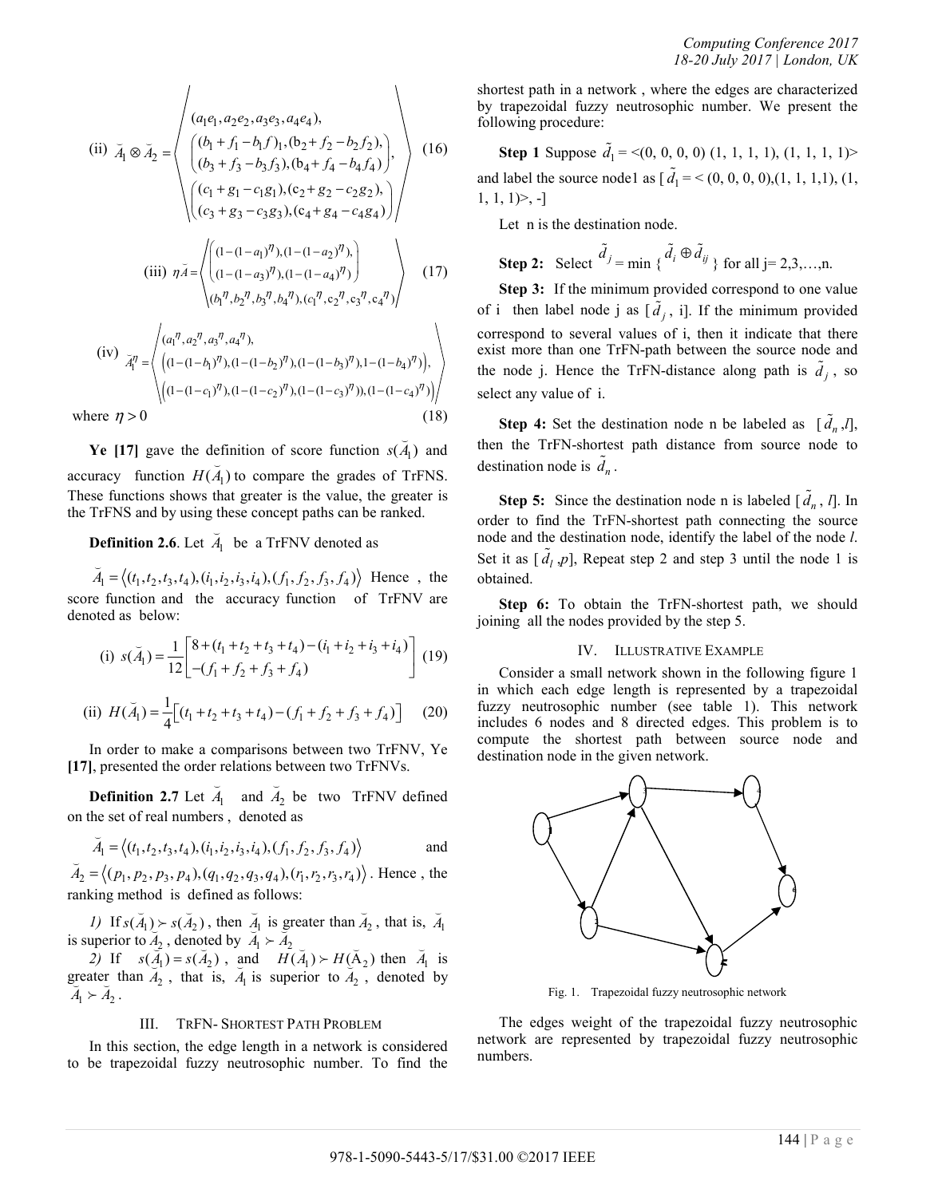$$\text{(ii)}\ \breve{A}_1 \otimes \breve{A}_2 = \left\langle \begin{array}{c} (a_1e_1, a_2e_2, a_3e_3, a_4e_4), \\ \left( \begin{array}{c} (b_1 + f_1 - b_1f)_1, (b_2 + f_2 - b_2f_2), \\ (b_3 + f_3 - b_3f_3), (b_4 + f_4 - b_4f_4) \end{array} \right), \\ \left( \begin{array}{c} (c_1 + g_1 - c_1g_1), (c_2 + g_2 - c_2g_2), \\ (c_3 + g_3 - c_3g_3), (c_4 + g_4 - c_4g_4) \end{array} \right) \end{array} \right\rangle \quad (16)$$

$$\text{(iii)}\ \eta\breve{A} = \left\langle \begin{array}{c} \left( \begin{array}{c} (1-(1-a_1)^{\eta}), (1-(1-a_2)^{\eta}), \\ (1-(1-a_3)^{\eta}), (1-(1-a_4)^{\eta}) \end{array} \right) \\ (b_1^{\eta}, b_2^{\eta}, b_3^{\eta}, b_4^{\eta}), (c_1^{\eta}, c_2^{\eta}, c_3^{\eta}, c_4^{\eta}) \end{array} \right\rangle \quad (17)$$

$$\text{(iv)}\ \breve{A}_1^{\eta} = \left\langle \begin{array}{c} (a_1^{\eta}, a_2^{\eta}, a_3^{\eta}, a_4^{\eta}), \\ \left( (1-(1-b_1)^{\eta}), (1-(1-b_2)^{\eta}), (1-(1-b_3)^{\eta}), 1-(1-b_4)^{\eta} \right), \\ \left( (1-(1-c_1)^{\eta}), (1-(1-c_2)^{\eta}), (1-(1-c_3)^{\eta})), (1-(1-c_4)^{\eta}) \right) \end{array} \right\rangle$$

where $\eta > 0$ (18)

**Ye [17]** gave the definition of score function $s(\breve{A}_1)$ and accuracy function $H(\breve{A}_1)$ to compare the grades of TrFNS. These functions shows that greater is the value, the greater is the TrFNS and by using these concept paths can be ranked.

**Definition 2.6**. Let $\breve{A}_1$ be a TrFNV denoted as

$\breve{A}_1 = \langle (t_1, t_2, t_3, t_4), (i_1, i_2, i_3, i_4), (f_1, f_2, f_3, f_4) \rangle$ Hence , the score function and the accuracy function of TrFNV are denoted as below:

$$\text{(i)}\ s(\breve{A}_1) = \frac{1}{12} \left[ \begin{array}{c} 8 + (t_1 + t_2 + t_3 + t_4) - (i_1 + i_2 + i_3 + i_4) \\ -(f_1 + f_2 + f_3 + f_4) \end{array} \right] \quad (19)$$

$$\text{(ii)}\ H(\breve{A}_1) = \frac{1}{4}\left[ (t_1 + t_2 + t_3 + t_4) - (f_1 + f_2 + f_3 + f_4) \right] \quad (20)$$

In order to make a comparisons between two TrFNV, Ye **[17]**, presented the order relations between two TrFNVs.

**Definition 2.7** Let $\breve{A}_1$ and $\breve{A}_2$ be two TrFNV defined on the set of real numbers , denoted as

$\breve{A}_1 = \langle (t_1, t_2, t_3, t_4), (i_1, i_2, i_3, i_4), (f_1, f_2, f_3, f_4) \rangle$ and $\breve{A}_2 = \langle (p_1, p_2, p_3, p_4), (q_1, q_2, q_3, q_4), (r_1, r_2, r_3, r_4) \rangle$. Hence , the ranking method is defined as follows:

*1)* If $s(\breve{A}_1) \succ s(\breve{A}_2)$ , then $\breve{A}_1$ is greater than $\breve{A}_2$ , that is, $\breve{A}_1$ is superior to $\breve{A}_2$ , denoted by $\breve{A}_1 \succ \breve{A}_2$

*2)* If $s(\breve{A}_1) = s(\breve{A}_2)$ , and $H(\breve{A}_1) \succ H(\breve{A}_2)$ then $\breve{A}_1$ is greater than $\breve{A}_2$ , that is, $\breve{A}_1$ is superior to $\breve{A}_2$ , denoted by $\breve{A}_1 \succ \breve{A}_2$ .

## III. TrFN- Shortest Path Problem

In this section, the edge length in a network is considered to be trapezoidal fuzzy neutrosophic number. To find the shortest path in a network , where the edges are characterized by trapezoidal fuzzy neutrosophic number. We present the following procedure:

**Step 1** Suppose $\tilde{d}_1$ = <(0, 0, 0, 0) (1, 1, 1, 1), (1, 1, 1, 1)> and label the source node1 as [ $\tilde{d}_1$ = < (0, 0, 0, 0),(1, 1, 1,1), (1, 1, 1, 1)>, -]

Let n is the destination node.

**Step 2:** Select $\tilde{d}_j = \min \{ \tilde{d}_i \oplus \tilde{d}_{ij} \}$ for all j= 2,3,…,n.

**Step 3:** If the minimum provided correspond to one value of i then label node j as [ $\tilde{d}_j$ , i]. If the minimum provided correspond to several values of i, then it indicate that there exist more than one TrFN-path between the source node and the node j. Hence the TrFN-distance along path is $\tilde{d}_j$ , so select any value of i.

**Step 4:** Set the destination node n be labeled as [ $\tilde{d}_n$ ,*l*], then the TrFN-shortest path distance from source node to destination node is $\tilde{d}_n$ .

**Step 5:** Since the destination node n is labeled [ $\tilde{d}_n$ , *l*]. In order to find the TrFN-shortest path connecting the source node and the destination node, identify the label of the node *l*. Set it as [ $\tilde{d}_l$ ,*p*], Repeat step 2 and step 3 until the node 1 is obtained.

**Step 6:** To obtain the TrFN-shortest path, we should joining all the nodes provided by the step 5.

## IV. Illustrative Example

Consider a small network shown in the following figure 1 in which each edge length is represented by a trapezoidal fuzzy neutrosophic number (see table 1). This network includes 6 nodes and 8 directed edges. This problem is to compute the shortest path between source node and destination node in the given network.

Fig. 1. Trapezoidal fuzzy neutrosophic network

The edges weight of the trapezoidal fuzzy neutrosophic network are represented by trapezoidal fuzzy neutrosophic numbers.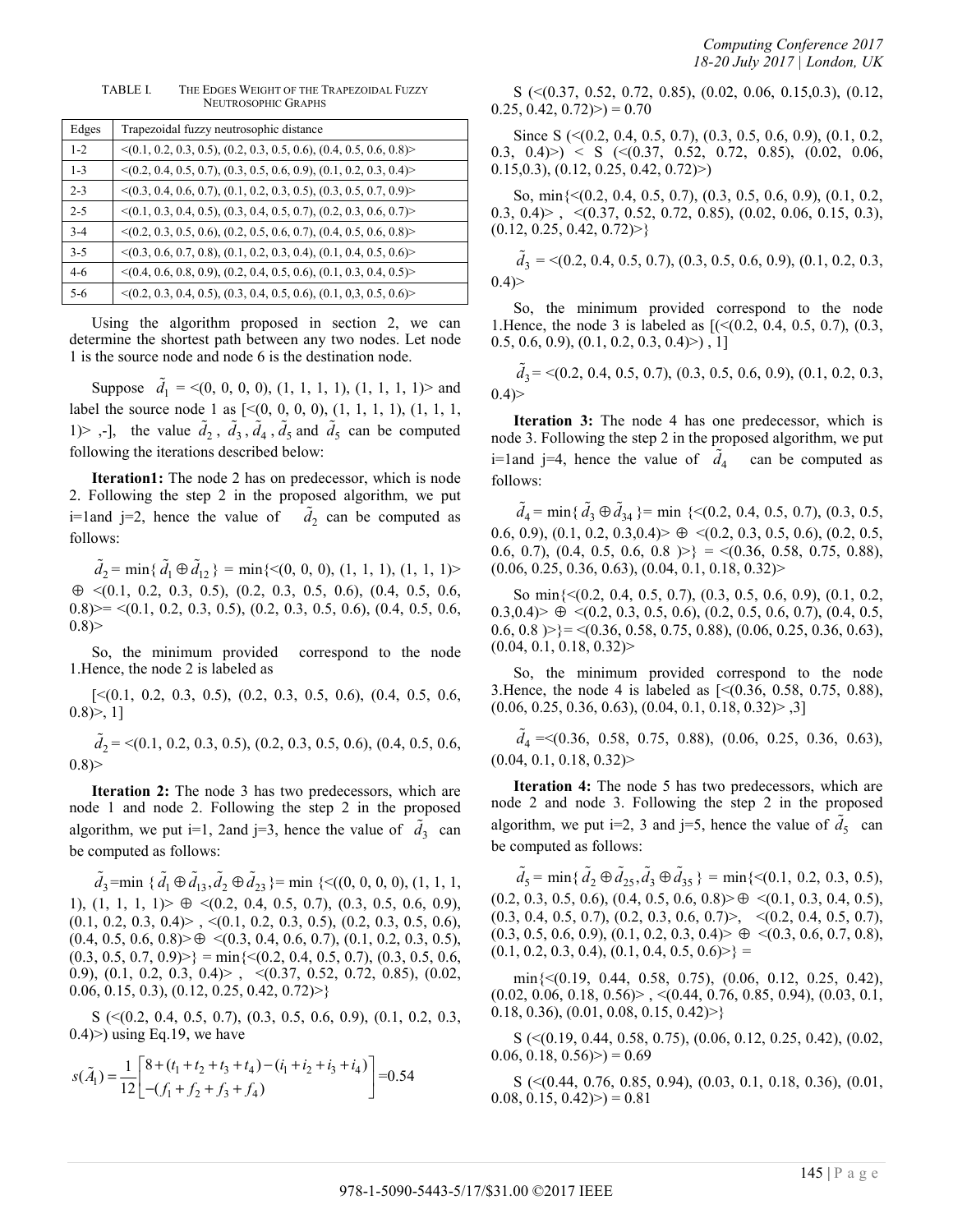TABLE I. THE EDGES WEIGHT OF THE TRAPEZOIDAL FUZZY NEUTROSOPHIC GRAPHS

| Edges | Trapezoidal fuzzy neutrosophic distance |
|---|---|
| 1-2 | <(0.1, 0.2, 0.3, 0.5), (0.2, 0.3, 0.5, 0.6), (0.4, 0.5, 0.6, 0.8)> |
| 1-3 | <(0.2, 0.4, 0.5, 0.7), (0.3, 0.5, 0.6, 0.9), (0.1, 0.2, 0.3, 0.4)> |
| 2-3 | <(0.3, 0.4, 0.6, 0.7), (0.1, 0.2, 0.3, 0.5), (0.3, 0.5, 0.7, 0.9)> |
| 2-5 | <(0.1, 0.3, 0.4, 0.5), (0.3, 0.4, 0.5, 0.7), (0.2, 0.3, 0.6, 0.7)> |
| 3-4 | <(0.2, 0.3, 0.5, 0.6), (0.2, 0.5, 0.6, 0.7), (0.4, 0.5, 0.6, 0.8)> |
| 3-5 | <(0.3, 0.6, 0.7, 0.8), (0.1, 0.2, 0.3, 0.4), (0.1, 0.4, 0.5, 0.6)> |
| 4-6 | <(0.4, 0.6, 0.8, 0.9), (0.2, 0.4, 0.5, 0.6), (0.1, 0.3, 0.4, 0.5)> |
| 5-6 | <(0.2, 0.3, 0.4, 0.5), (0.3, 0.4, 0.5, 0.6), (0.1, 0,3, 0.5, 0.6)> |

Using the algorithm proposed in section 2, we can determine the shortest path between any two nodes. Let node 1 is the source node and node 6 is the destination node.

Suppose $\tilde{d}_1$ = <(0, 0, 0, 0), (1, 1, 1, 1), (1, 1, 1, 1)> and label the source node 1 as [<(0, 0, 0, 0), (1, 1, 1, 1), (1, 1, 1, 1)> ,-], the value $\tilde{d}_2$ , $\tilde{d}_3$ , $\tilde{d}_4$ , $\tilde{d}_5$ and $\tilde{d}_5$ can be computed following the iterations described below:

**Iteration1:** The node 2 has on predecessor, which is node 2. Following the step 2 in the proposed algorithm, we put i=1and j=2, hence the value of $\tilde{d}_2$ can be computed as follows:

$\tilde{d}_2$ = min{ $\tilde{d}_1 \oplus \tilde{d}_{12}$ } = min{<(0, 0, 0), (1, 1, 1), (1, 1, 1)> ⊕ <(0.1, 0.2, 0.3, 0.5), (0.2, 0.3, 0.5, 0.6), (0.4, 0.5, 0.6, 0.8)>= <(0.1, 0.2, 0.3, 0.5), (0.2, 0.3, 0.5, 0.6), (0.4, 0.5, 0.6, 0.8)>

So, the minimum provided correspond to the node 1.Hence, the node 2 is labeled as

[<(0.1, 0.2, 0.3, 0.5), (0.2, 0.3, 0.5, 0.6), (0.4, 0.5, 0.6, 0.8)>, 1]

$\tilde{d}_2$ = <(0.1, 0.2, 0.3, 0.5), (0.2, 0.3, 0.5, 0.6), (0.4, 0.5, 0.6, 0.8)>

**Iteration 2:** The node 3 has two predecessors, which are node 1 and node 2. Following the step 2 in the proposed algorithm, we put i=1, 2and j=3, hence the value of $\tilde{d}_3$ can be computed as follows:

$\tilde{d}_3$=min { $\tilde{d}_1 \oplus \tilde{d}_{13}, \tilde{d}_2 \oplus \tilde{d}_{23}$ }= min {<((0, 0, 0, 0), (1, 1, 1), (1, 1, 1, 1)> ⊕ <(0.2, 0.4, 0.5, 0.7), (0.3, 0.5, 0.6, 0.9), (0.1, 0.2, 0.3, 0.4)> , <(0.1, 0.2, 0.3, 0.5), (0.2, 0.3, 0.5, 0.6), (0.4, 0.5, 0.6, 0.8)>⊕ <(0.3, 0.4, 0.6, 0.7), (0.1, 0.2, 0.3, 0.5), (0.3, 0.5, 0.7, 0.9)>} = min{<(0.2, 0.4, 0.5, 0.7), (0.3, 0.5, 0.6, 0.9), (0.1, 0.2, 0.3, 0.4)> , <(0.37, 0.52, 0.72, 0.85), (0.02, 0.06, 0.15, 0.3), (0.12, 0.25, 0.42, 0.72)>}

S (<(0.2, 0.4, 0.5, 0.7), (0.3, 0.5, 0.6, 0.9), (0.1, 0.2, 0.3, 0.4)>) using Eq.19, we have

$$s(\tilde{A}_1) = \frac{1}{12}\begin{bmatrix} 8 + (t_1 + t_2 + t_3 + t_4) - (i_1 + i_2 + i_3 + i_4) \\ -(f_1 + f_2 + f_3 + f_4) \end{bmatrix} = 0.54$$

S (<(0.37, 0.52, 0.72, 0.85), (0.02, 0.06, 0.15,0.3), (0.12, 0.25, 0.42, 0.72)>) = 0.70

Since S (<(0.2, 0.4, 0.5, 0.7), (0.3, 0.5, 0.6, 0.9), (0.1, 0.2, 0.3, 0.4)>) < S (<(0.37, 0.52, 0.72, 0.85), (0.02, 0.06, 0.15,0.3), (0.12, 0.25, 0.42, 0.72)>)

So, min{<(0.2, 0.4, 0.5, 0.7), (0.3, 0.5, 0.6, 0.9), (0.1, 0.2, 0.3, 0.4)> , <(0.37, 0.52, 0.72, 0.85), (0.02, 0.06, 0.15, 0.3), (0.12, 0.25, 0.42, 0.72)>}

$\tilde{d}_3$ = <(0.2, 0.4, 0.5, 0.7), (0.3, 0.5, 0.6, 0.9), (0.1, 0.2, 0.3, 0.4)>

So, the minimum provided correspond to the node 1.Hence, the node 3 is labeled as [(<(0.2, 0.4, 0.5, 0.7), (0.3, 0.5, 0.6, 0.9), (0.1, 0.2, 0.3, 0.4)>) , 1]

$\tilde{d}_3$= <(0.2, 0.4, 0.5, 0.7), (0.3, 0.5, 0.6, 0.9), (0.1, 0.2, 0.3, 0.4)>

**Iteration 3:** The node 4 has one predecessor, which is node 3. Following the step 2 in the proposed algorithm, we put i=1and j=4, hence the value of $\tilde{d}_4$ can be computed as follows:

$\tilde{d}_4$ = min{ $\tilde{d}_3 \oplus \tilde{d}_{34}$ }= min {<(0.2, 0.4, 0.5, 0.7), (0.3, 0.5, 0.6, 0.9), (0.1, 0.2, 0.3,0.4)> ⊕ <(0.2, 0.3, 0.5, 0.6), (0.2, 0.5, 0.6, 0.7), (0.4, 0.5, 0.6, 0.8 )>} = <(0.36, 0.58, 0.75, 0.88), (0.06, 0.25, 0.36, 0.63), (0.04, 0.1, 0.18, 0.32)>

So min{<(0.2, 0.4, 0.5, 0.7), (0.3, 0.5, 0.6, 0.9), (0.1, 0.2, 0.3,0.4)> ⊕ <(0.2, 0.3, 0.5, 0.6), (0.2, 0.5, 0.6, 0.7), (0.4, 0.5, 0.6, 0.8 )>}= <(0.36, 0.58, 0.75, 0.88), (0.06, 0.25, 0.36, 0.63), (0.04, 0.1, 0.18, 0.32)>

So, the minimum provided correspond to the node 3.Hence, the node 4 is labeled as [<(0.36, 0.58, 0.75, 0.88), (0.06, 0.25, 0.36, 0.63), (0.04, 0.1, 0.18, 0.32)> ,3]

$\tilde{d}_4$ =<(0.36, 0.58, 0.75, 0.88), (0.06, 0.25, 0.36, 0.63), (0.04, 0.1, 0.18, 0.32)>

**Iteration 4:** The node 5 has two predecessors, which are node 2 and node 3. Following the step 2 in the proposed algorithm, we put i=2, 3 and j=5, hence the value of $\tilde{d}_5$ can be computed as follows:

$\tilde{d}_5$ = min{ $\tilde{d}_2 \oplus \tilde{d}_{25}, \tilde{d}_3 \oplus \tilde{d}_{35}$ } = min{<(0.1, 0.2, 0.3, 0.5), (0.2, 0.3, 0.5, 0.6), (0.4, 0.5, 0.6, 0.8)>⊕ <(0.1, 0.3, 0.4, 0.5), (0.3, 0.4, 0.5, 0.7), (0.2, 0.3, 0.6, 0.7)>, <(0.2, 0.4, 0.5, 0.7), (0.3, 0.5, 0.6, 0.9), (0.1, 0.2, 0.3, 0.4)> ⊕ <(0.3, 0.6, 0.7, 0.8), (0.1, 0.2, 0.3, 0.4), (0.1, 0.4, 0.5, 0.6)>} =

min{<(0.19, 0.44, 0.58, 0.75), (0.06, 0.12, 0.25, 0.42), (0.02, 0.06, 0.18, 0.56)> , <(0.44, 0.76, 0.85, 0.94), (0.03, 0.1, 0.18, 0.36), (0.01, 0.08, 0.15, 0.42)>}

S (<(0.19, 0.44, 0.58, 0.75), (0.06, 0.12, 0.25, 0.42), (0.02, 0.06, 0.18, 0.56)>) = 0.69

S (<(0.44, 0.76, 0.85, 0.94), (0.03, 0.1, 0.18, 0.36), (0.01, 0.08, 0.15, 0.42)>) = 0.81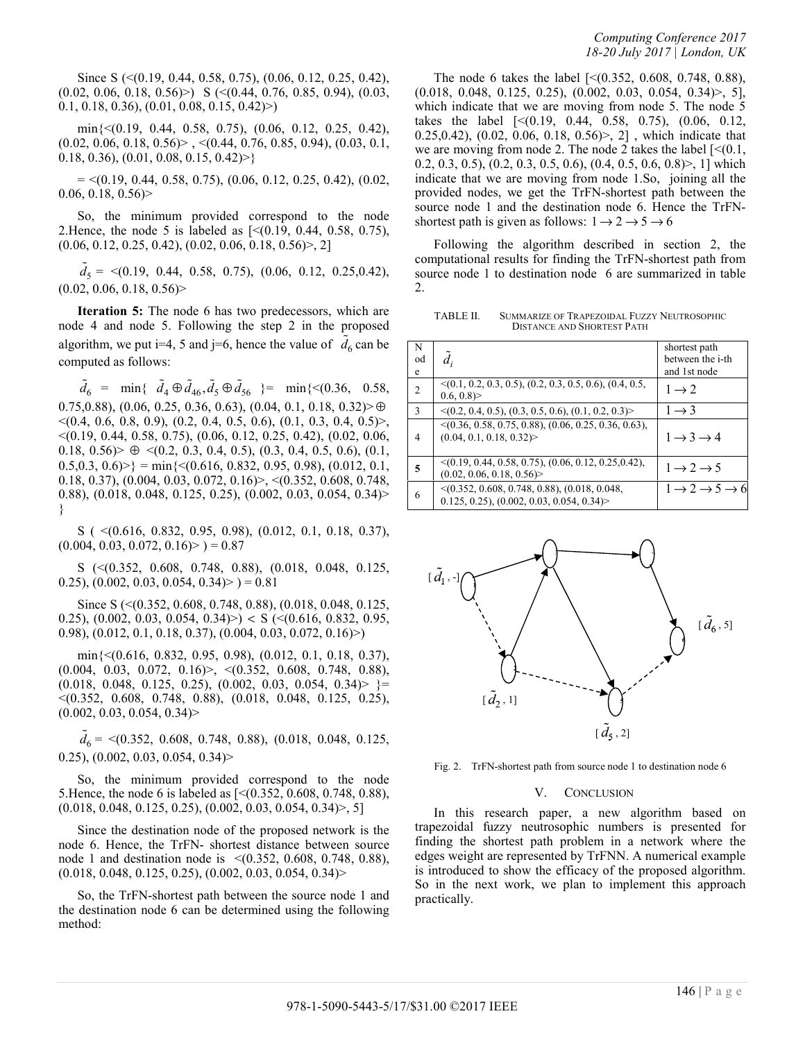Since S (<(0.19, 0.44, 0.58, 0.75), (0.06, 0.12, 0.25, 0.42), (0.02, 0.06, 0.18, 0.56)>) S (<(0.44, 0.76, 0.85, 0.94), (0.03, 0.1, 0.18, 0.36), (0.01, 0.08, 0.15, 0.42)>)

min{<(0.19, 0.44, 0.58, 0.75), (0.06, 0.12, 0.25, 0.42), (0.02, 0.06, 0.18, 0.56)> , <(0.44, 0.76, 0.85, 0.94), (0.03, 0.1, 0.18, 0.36), (0.01, 0.08, 0.15, 0.42)>}

= <(0.19, 0.44, 0.58, 0.75), (0.06, 0.12, 0.25, 0.42), (0.02, 0.06, 0.18, 0.56)>

So, the minimum provided correspond to the node 2.Hence, the node 5 is labeled as [<(0.19, 0.44, 0.58, 0.75), (0.06, 0.12, 0.25, 0.42), (0.02, 0.06, 0.18, 0.56)>, 2]

$\tilde{d}_5$ = <(0.19, 0.44, 0.58, 0.75), (0.06, 0.12, 0.25,0.42), (0.02, 0.06, 0.18, 0.56)>

**Iteration 5:** The node 6 has two predecessors, which are node 4 and node 5. Following the step 2 in the proposed algorithm, we put i=4, 5 and j=6, hence the value of $\tilde{d}_6$ can be computed as follows:

$\tilde{d}_6$ = min{ $\tilde{d}_4 \oplus \tilde{d}_{46}, \tilde{d}_5 \oplus \tilde{d}_{56}$ }= min{<(0.36, 0.58, 0.75,0.88), (0.06, 0.25, 0.36, 0.63), (0.04, 0.1, 0.18, 0.32)> $\oplus$ <(0.4, 0.6, 0.8, 0.9), (0.2, 0.4, 0.5, 0.6), (0.1, 0.3, 0.4, 0.5)>, <(0.19, 0.44, 0.58, 0.75), (0.06, 0.12, 0.25, 0.42), (0.02, 0.06, 0.18, 0.56)> $\oplus$ <(0.2, 0.3, 0.4, 0.5), (0.3, 0.4, 0.5, 0.6), (0.1, 0.5,0.3, 0.6)>} = min{<(0.616, 0.832, 0.95, 0.98), (0.012, 0.1, 0.18, 0.37), (0.004, 0.03, 0.072, 0.16)>, <(0.352, 0.608, 0.748, 0.88), (0.018, 0.048, 0.125, 0.25), (0.002, 0.03, 0.054, 0.34)> }

S ( <(0.616, 0.832, 0.95, 0.98), (0.012, 0.1, 0.18, 0.37), (0.004, 0.03, 0.072, 0.16)> ) = 0.87

S (<(0.352, 0.608, 0.748, 0.88), (0.018, 0.048, 0.125, 0.25), (0.002, 0.03, 0.054, 0.34)> ) = 0.81

Since S (<(0.352, 0.608, 0.748, 0.88), (0.018, 0.048, 0.125, 0.25), (0.002, 0.03, 0.054, 0.34)>) < S (<(0.616, 0.832, 0.95, 0.98), (0.012, 0.1, 0.18, 0.37), (0.004, 0.03, 0.072, 0.16)>)

min{<(0.616, 0.832, 0.95, 0.98), (0.012, 0.1, 0.18, 0.37), (0.004, 0.03, 0.072, 0.16)>, <(0.352, 0.608, 0.748, 0.88), (0.018, 0.048, 0.125, 0.25), (0.002, 0.03, 0.054, 0.34)> }= <(0.352, 0.608, 0.748, 0.88), (0.018, 0.048, 0.125, 0.25), (0.002, 0.03, 0.054, 0.34)>

$\tilde{d}_6$ = <(0.352, 0.608, 0.748, 0.88), (0.018, 0.048, 0.125, 0.25), (0.002, 0.03, 0.054, 0.34)>

So, the minimum provided correspond to the node 5.Hence, the node 6 is labeled as [<(0.352, 0.608, 0.748, 0.88), (0.018, 0.048, 0.125, 0.25), (0.002, 0.03, 0.054, 0.34)>, 5]

Since the destination node of the proposed network is the node 6. Hence, the TrFN- shortest distance between source node 1 and destination node is <(0.352, 0.608, 0.748, 0.88), (0.018, 0.048, 0.125, 0.25), (0.002, 0.03, 0.054, 0.34)>

So, the TrFN-shortest path between the source node 1 and the destination node 6 can be determined using the following method:

The node 6 takes the label [<(0.352, 0.608, 0.748, 0.88), (0.018, 0.048, 0.125, 0.25), (0.002, 0.03, 0.054, 0.34)>, 5], which indicate that we are moving from node 5. The node 5 takes the label [<(0.19, 0.44, 0.58, 0.75), (0.06, 0.12, 0.25,0.42), (0.02, 0.06, 0.18, 0.56)>, 2] , which indicate that we are moving from node 2. The node 2 takes the label [<(0.1, 0.2, 0.3, 0.5), (0.2, 0.3, 0.5, 0.6), (0.4, 0.5, 0.6, 0.8)>, 1] which indicate that we are moving from node 1.So, joining all the provided nodes, we get the TrFN-shortest path between the source node 1 and the destination node 6. Hence the TrFN-shortest path is given as follows: $1 \rightarrow 2 \rightarrow 5 \rightarrow 6$

Following the algorithm described in section 2, the computational results for finding the TrFN-shortest path from source node 1 to destination node 6 are summarized in table 2.

TABLE II. SUMMARIZE OF TRAPEZOIDAL FUZZY NEUTROSOPHIC DISTANCE AND SHORTEST PATH

| Node | $\tilde{d}_i$ | shortest path between the i-th and 1st node |
|---|---|---|
| 2 | <(0.1, 0.2, 0.3, 0.5), (0.2, 0.3, 0.5, 0.6), (0.4, 0.5, 0.6, 0.8)> | $1 \rightarrow 2$ |
| 3 | <(0.2, 0.4, 0.5), (0.3, 0.5, 0.6), (0.1, 0.2, 0.3)> | $1 \rightarrow 3$ |
| 4 | <(0.36, 0.58, 0.75, 0.88), (0.06, 0.25, 0.36, 0.63), (0.04, 0.1, 0.18, 0.32)> | $1 \rightarrow 3 \rightarrow 4$ |
| **5** | <(0.19, 0.44, 0.58, 0.75), (0.06, 0.12, 0.25,0.42), (0.02, 0.06, 0.18, 0.56)> | $1 \rightarrow 2 \rightarrow 5$ |
| 6 | <(0.352, 0.608, 0.748, 0.88), (0.018, 0.048, 0.125, 0.25), (0.002, 0.03, 0.054, 0.34)> | $1 \rightarrow 2 \rightarrow 5 \rightarrow 6$ |

Fig. 2. TrFN-shortest path from source node 1 to destination node 6

## V. CONCLUSION

In this research paper, a new algorithm based on trapezoidal fuzzy neutrosophic numbers is presented for finding the shortest path problem in a network where the edges weight are represented by TrFNN. A numerical example is introduced to show the efficacy of the proposed algorithm. So in the next work, we plan to implement this approach practically.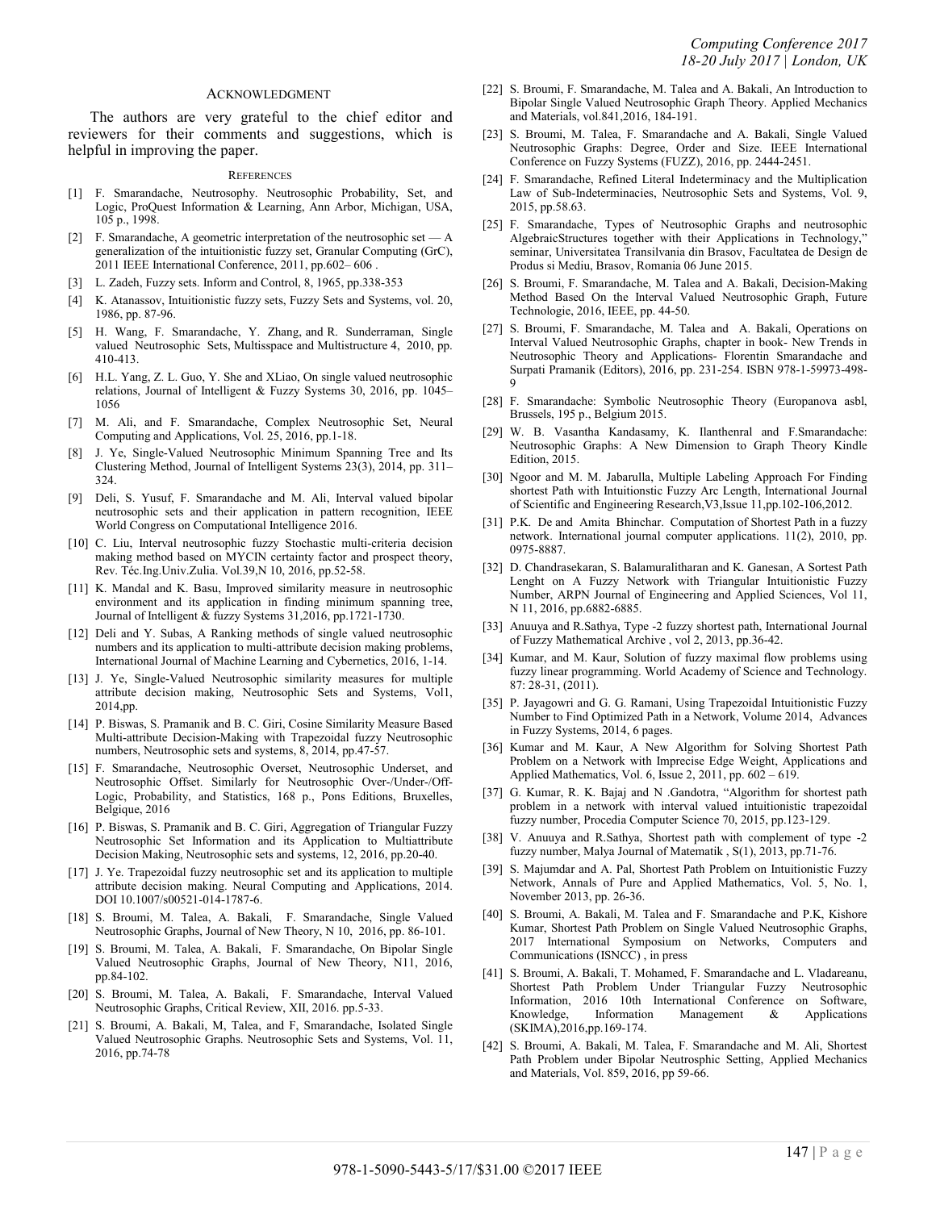## ACKNOWLEDGMENT

The authors are very grateful to the chief editor and reviewers for their comments and suggestions, which is helpful in improving the paper.

## REFERENCES

[1] F. Smarandache, Neutrosophy. Neutrosophic Probability, Set, and Logic, ProQuest Information & Learning, Ann Arbor, Michigan, USA, 105 p., 1998.

[2] F. Smarandache, A geometric interpretation of the neutrosophic set — A generalization of the intuitionistic fuzzy set, Granular Computing (GrC), 2011 IEEE International Conference, 2011, pp.602– 606 .

[3] L. Zadeh, Fuzzy sets. Inform and Control, 8, 1965, pp.338-353

[4] K. Atanassov, Intuitionistic fuzzy sets, Fuzzy Sets and Systems, vol. 20, 1986, pp. 87-96.

[5] H. Wang, F. Smarandache, Y. Zhang, and R. Sunderraman, Single valued Neutrosophic Sets, Multisspace and Multistructure 4, 2010, pp. 410-413.

[6] H.L. Yang, Z. L. Guo, Y. She and XLiao, On single valued neutrosophic relations, Journal of Intelligent & Fuzzy Systems 30, 2016, pp. 1045–1056

[7] M. Ali, and F. Smarandache, Complex Neutrosophic Set, Neural Computing and Applications, Vol. 25, 2016, pp.1-18.

[8] J. Ye, Single-Valued Neutrosophic Minimum Spanning Tree and Its Clustering Method, Journal of Intelligent Systems 23(3), 2014, pp. 311–324.

[9] Deli, S. Yusuf, F. Smarandache and M. Ali, Interval valued bipolar neutrosophic sets and their application in pattern recognition, IEEE World Congress on Computational Intelligence 2016.

[10] C. Liu, Interval neutrosophic fuzzy Stochastic multi-criteria decision making method based on MYCIN certainty factor and prospect theory, Rev. Téc.Ing.Univ.Zulia. Vol.39,N 10, 2016, pp.52-58.

[11] K. Mandal and K. Basu, Improved similarity measure in neutrosophic environment and its application in finding minimum spanning tree, Journal of Intelligent & fuzzy Systems 31,2016, pp.1721-1730.

[12] Deli and Y. Subas, A Ranking methods of single valued neutrosophic numbers and its application to multi-attribute decision making problems, International Journal of Machine Learning and Cybernetics, 2016, 1-14.

[13] J. Ye, Single-Valued Neutrosophic similarity measures for multiple attribute decision making, Neutrosophic Sets and Systems, Vol1, 2014,pp.

[14] P. Biswas, S. Pramanik and B. C. Giri, Cosine Similarity Measure Based Multi-attribute Decision-Making with Trapezoidal fuzzy Neutrosophic numbers, Neutrosophic sets and systems, 8, 2014, pp.47-57.

[15] F. Smarandache, Neutrosophic Overset, Neutrosophic Underset, and Neutrosophic Offset. Similarly for Neutrosophic Over-/Under-/Off-Logic, Probability, and Statistics, 168 p., Pons Editions, Bruxelles, Belgique, 2016

[16] P. Biswas, S. Pramanik and B. C. Giri, Aggregation of Triangular Fuzzy Neutrosophic Set Information and its Application to Multiattribute Decision Making, Neutrosophic sets and systems, 12, 2016, pp.20-40.

[17] J. Ye. Trapezoidal fuzzy neutrosophic set and its application to multiple attribute decision making. Neural Computing and Applications, 2014. DOI 10.1007/s00521-014-1787-6.

[18] S. Broumi, M. Talea, A. Bakali, F. Smarandache, Single Valued Neutrosophic Graphs, Journal of New Theory, N 10, 2016, pp. 86-101.

[19] S. Broumi, M. Talea, A. Bakali, F. Smarandache, On Bipolar Single Valued Neutrosophic Graphs, Journal of New Theory, N11, 2016, pp.84-102.

[20] S. Broumi, M. Talea, A. Bakali, F. Smarandache, Interval Valued Neutrosophic Graphs, Critical Review, XII, 2016. pp.5-33.

[21] S. Broumi, A. Bakali, M, Talea, and F, Smarandache, Isolated Single Valued Neutrosophic Graphs. Neutrosophic Sets and Systems, Vol. 11, 2016, pp.74-78

[22] S. Broumi, F. Smarandache, M. Talea and A. Bakali, An Introduction to Bipolar Single Valued Neutrosophic Graph Theory. Applied Mechanics and Materials, vol.841,2016, 184-191.

[23] S. Broumi, M. Talea, F. Smarandache and A. Bakali, Single Valued Neutrosophic Graphs: Degree, Order and Size. IEEE International Conference on Fuzzy Systems (FUZZ), 2016, pp. 2444-2451.

[24] F. Smarandache, Refined Literal Indeterminacy and the Multiplication Law of Sub-Indeterminacies, Neutrosophic Sets and Systems, Vol. 9, 2015, pp.58.63.

[25] F. Smarandache, Types of Neutrosophic Graphs and neutrosophic AlgebraicStructures together with their Applications in Technology," seminar, Universitatea Transilvania din Brasov, Facultatea de Design de Produs si Mediu, Brasov, Romania 06 June 2015.

[26] S. Broumi, F. Smarandache, M. Talea and A. Bakali, Decision-Making Method Based On the Interval Valued Neutrosophic Graph, Future Technologie, 2016, IEEE, pp. 44-50.

[27] S. Broumi, F. Smarandache, M. Talea and A. Bakali, Operations on Interval Valued Neutrosophic Graphs, chapter in book- New Trends in Neutrosophic Theory and Applications- Florentin Smarandache and Surpati Pramanik (Editors), 2016, pp. 231-254. ISBN 978-1-59973-498-9

[28] F. Smarandache: Symbolic Neutrosophic Theory (Europanova asbl, Brussels, 195 p., Belgium 2015.

[29] W. B. Vasantha Kandasamy, K. Ilanthenral and F.Smarandache: Neutrosophic Graphs: A New Dimension to Graph Theory Kindle Edition, 2015.

[30] Ngoor and M. M. Jabarulla, Multiple Labeling Approach For Finding shortest Path with Intuitionstic Fuzzy Arc Length, International Journal of Scientific and Engineering Research,V3,Issue 11,pp.102-106,2012.

[31] P.K. De and Amita Bhinchar. Computation of Shortest Path in a fuzzy network. International journal computer applications. 11(2), 2010, pp. 0975-8887.

[32] D. Chandrasekaran, S. Balamuralitharan and K. Ganesan, A Sortest Path Lenght on A Fuzzy Network with Triangular Intuitionistic Fuzzy Number, ARPN Journal of Engineering and Applied Sciences, Vol 11, N 11, 2016, pp.6882-6885.

[33] Anuuya and R.Sathya, Type -2 fuzzy shortest path, International Journal of Fuzzy Mathematical Archive , vol 2, 2013, pp.36-42.

[34] Kumar, and M. Kaur, Solution of fuzzy maximal flow problems using fuzzy linear programming. World Academy of Science and Technology. 87: 28-31, (2011).

[35] P. Jayagowri and G. G. Ramani, Using Trapezoidal Intuitionistic Fuzzy Number to Find Optimized Path in a Network, Volume 2014, Advances in Fuzzy Systems, 2014, 6 pages.

[36] Kumar and M. Kaur, A New Algorithm for Solving Shortest Path Problem on a Network with Imprecise Edge Weight, Applications and Applied Mathematics, Vol. 6, Issue 2, 2011, pp. 602 – 619.

[37] G. Kumar, R. K. Bajaj and N .Gandotra, "Algorithm for shortest path problem in a network with interval valued intuitionistic trapezoidal fuzzy number, Procedia Computer Science 70, 2015, pp.123-129.

[38] V. Anuuya and R.Sathya, Shortest path with complement of type -2 fuzzy number, Malya Journal of Matematik , S(1), 2013, pp.71-76.

[39] S. Majumdar and A. Pal, Shortest Path Problem on Intuitionistic Fuzzy Network, Annals of Pure and Applied Mathematics, Vol. 5, No. 1, November 2013, pp. 26-36.

[40] S. Broumi, A. Bakali, M. Talea and F. Smarandache and P.K, Kishore Kumar, Shortest Path Problem on Single Valued Neutrosophic Graphs, 2017 International Symposium on Networks, Computers and Communications (ISNCC) , in press

[41] S. Broumi, A. Bakali, T. Mohamed, F. Smarandache and L. Vladareanu, Shortest Path Problem Under Triangular Fuzzy Neutrosophic Information, 2016 10th International Conference on Software, Knowledge, Information Management & Applications (SKIMA),2016,pp.169-174.

[42] S. Broumi, A. Bakali, M. Talea, F. Smarandache and M. Ali, Shortest Path Problem under Bipolar Neutrosphic Setting, Applied Mechanics and Materials, Vol. 859, 2016, pp 59-66.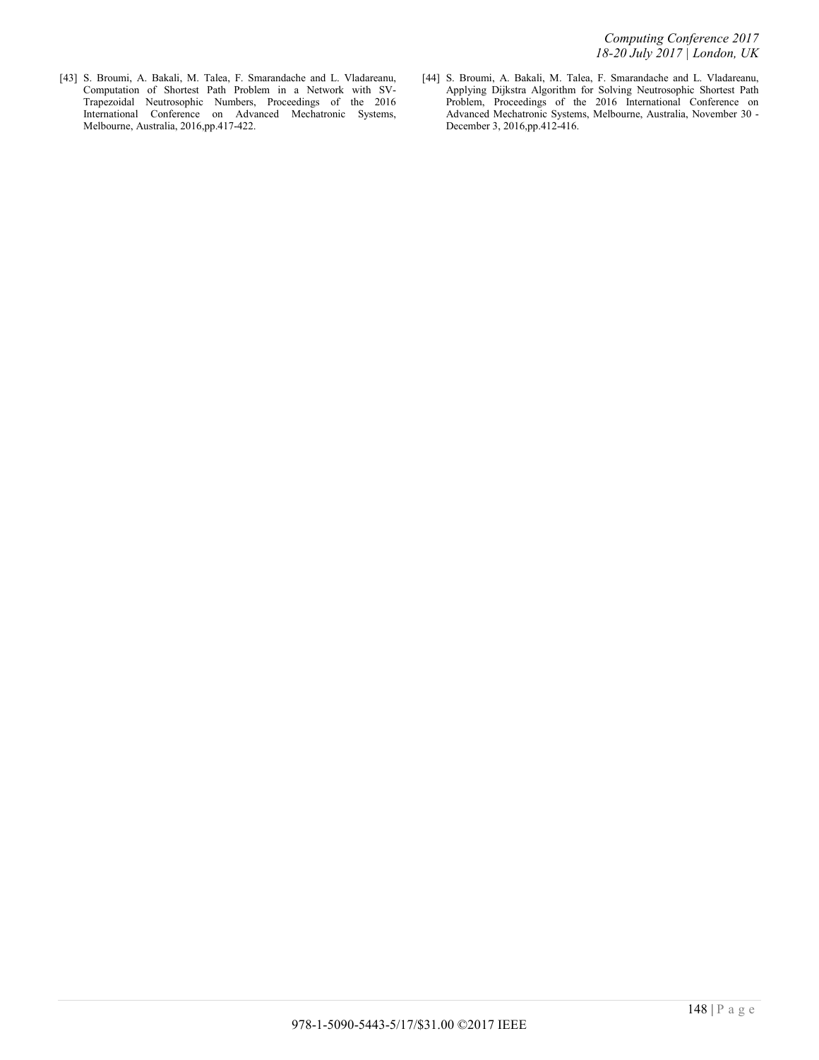[43] S. Broumi, A. Bakali, M. Talea, F. Smarandache and L. Vladareanu, Computation of Shortest Path Problem in a Network with SV-Trapezoidal Neutrosophic Numbers, Proceedings of the 2016 International Conference on Advanced Mechatronic Systems, Melbourne, Australia, 2016,pp.417-422.

[44] S. Broumi, A. Bakali, M. Talea, F. Smarandache and L. Vladareanu, Applying Dijkstra Algorithm for Solving Neutrosophic Shortest Path Problem, Proceedings of the 2016 International Conference on Advanced Mechatronic Systems, Melbourne, Australia, November 30 - December 3, 2016,pp.412-416.